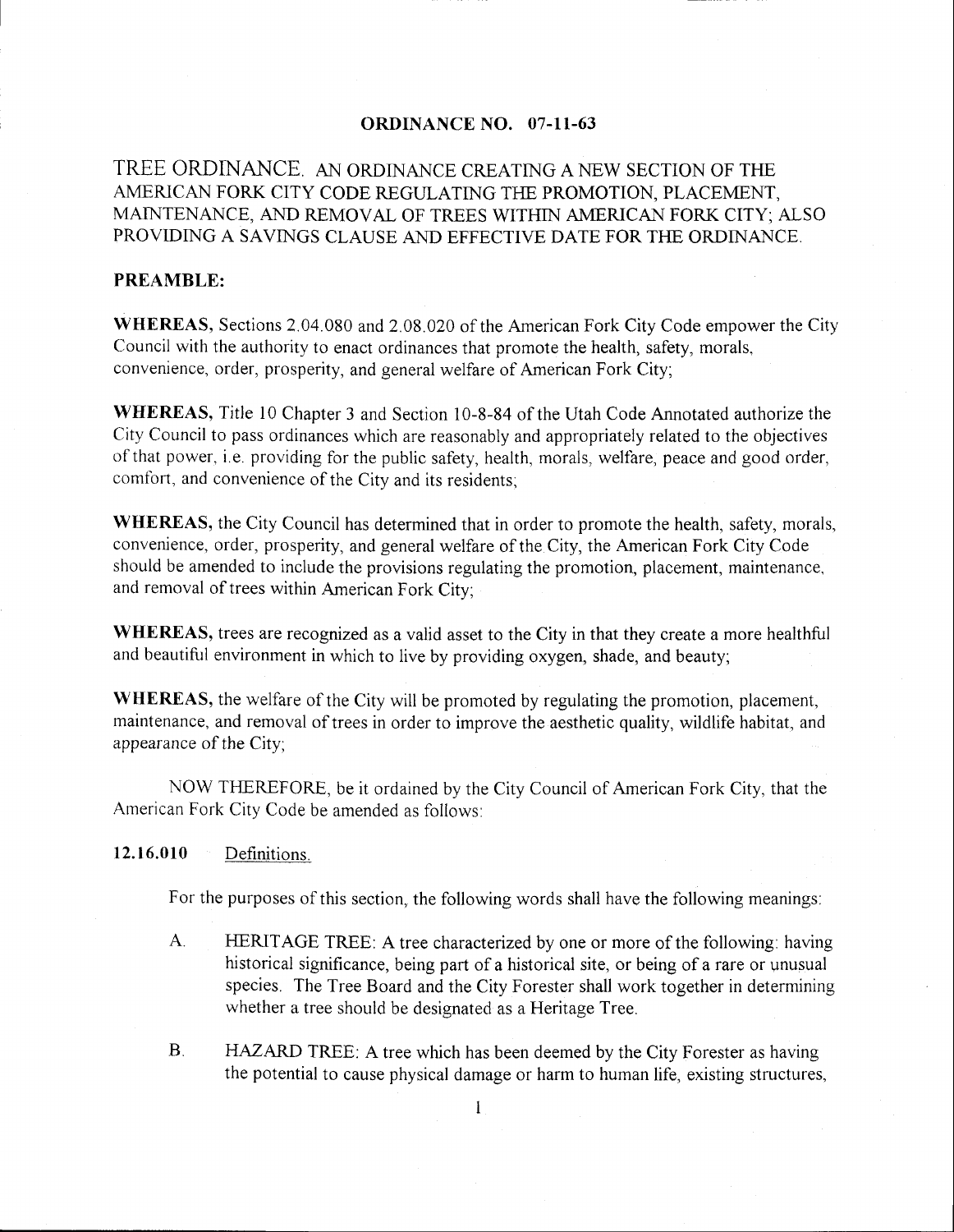# ORDINANCE NO. 07-11-63

TREE ORDINANCE. AN ORDINANCE CREATING A NEW SECTION OF THE AMERICAN FORK CITY CODE REGULATING THE PROMOTION, PLACEMENT, MAINTENANCE, AND REMOVAL OF TREES WITHIN AMERICAN FORK CITY; ALSO PROVIDING A SAVINGS CLAUSE AND EFFECTIVE DATE FOR THE ORDINANCE.

**PREAMBLE:**

**WHEREAS,** Sections 2.04.080 and 2.08.020 of the American Fork City Code empower the City Council with the authority to enact ordinances that promote the health, safety, morals, convenience, order, prosperity, and general welfare of American Fork City;

**WHEREAS,** Title 10 Chapter 3 and Section 10-8-84 of the Utah Code Annotated authorize the City Council to pass ordinances which are reasonably and appropriately related to the objectives of that power, i.e. providing for the public safety, health, morals, welfare, peace and good order, comfort, and convenience of the City and its residents;

**WHEREAS,** the City Council has determined that in order to promote the health, safety, morals, convenience, order, prosperity, and general welfare of the City, the American Fork City Code should be amended to include the provisions regulating the promotion, placement, maintenance, and removal of trees within American Fork City;

**WHEREAS,** trees are recognized as a valid asset to the City in that they create a more healthful and beautiful environment in which to live by providing oxygen, shade, and beauty;

**WHEREAS,** the welfare of the City will be promoted by regulating the promotion, placement, maintenance, and removal of trees in order to improve the aesthetic quality, wildlife habitat, and appearance of the City;

NOW THEREFORE, be it ordained by the City Council of American Fork City, that the American Fork City Code be amended as follows:

**12.16.010** Definitions.

For the purposes of this section, the following words shall have the following meanings:

A. HERITAGE TREE: A tree characterized by one or more of the following: having historical significance, being part of a historical site, or being of a rare or unusual species. The Tree Board and the City Forester shall work together in determining whether a tree should be designated as a Heritage Tree.

B. HAZARD TREE: A tree which has been deemed by the City Forester as having the potential to cause physical damage or harm to human life, existing structures,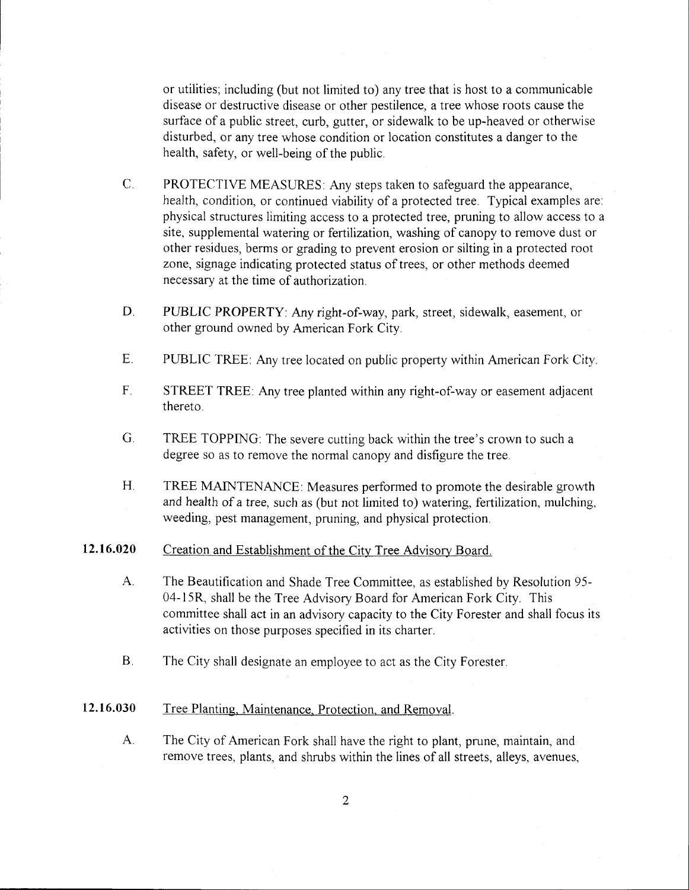or utilities; including (but not limited to) any tree that is host to a communicable disease or destructive disease or other pestilence, a tree whose roots cause the surface of a public street, curb, gutter, or sidewalk to be up-heaved or otherwise disturbed, or any tree whose condition or location constitutes a danger to the health, safety, or well-being of the public.

C. PROTECTIVE MEASURES: Any steps taken to safeguard the appearance, health, condition, or continued viability of a protected tree. Typical examples are: physical structures limiting access to a protected tree, pruning to allow access to a site, supplemental watering or fertilization, washing of canopy to remove dust or other residues, berms or grading to prevent erosion or silting in a protected root zone, signage indicating protected status of trees, or other methods deemed necessary at the time of authorization.

D. PUBLIC PROPERTY: Any right-of-way, park, street, sidewalk, easement, or other ground owned by American Fork City.

E. PUBLIC TREE: Any tree located on public property within American Fork City.

F. STREET TREE: Any tree planted within any right-of-way or easement adjacent thereto.

G. TREE TOPPING: The severe cutting back within the tree's crown to such a degree so as to remove the normal canopy and disfigure the tree.

H. TREE MAINTENANCE: Measures performed to promote the desirable growth and health of a tree, such as (but not limited to) watering, fertilization, mulching, weeding, pest management, pruning, and physical protection.

**12.16.020** Creation and Establishment of the City Tree Advisory Board.

A. The Beautification and Shade Tree Committee, as established by Resolution 95-04-15R, shall be the Tree Advisory Board for American Fork City. This committee shall act in an advisory capacity to the City Forester and shall focus its activities on those purposes specified in its charter.

B. The City shall designate an employee to act as the City Forester.

**12.16.030** Tree Planting, Maintenance, Protection, and Removal.

A. The City of American Fork shall have the right to plant, prune, maintain, and remove trees, plants, and shrubs within the lines of all streets, alleys, avenues,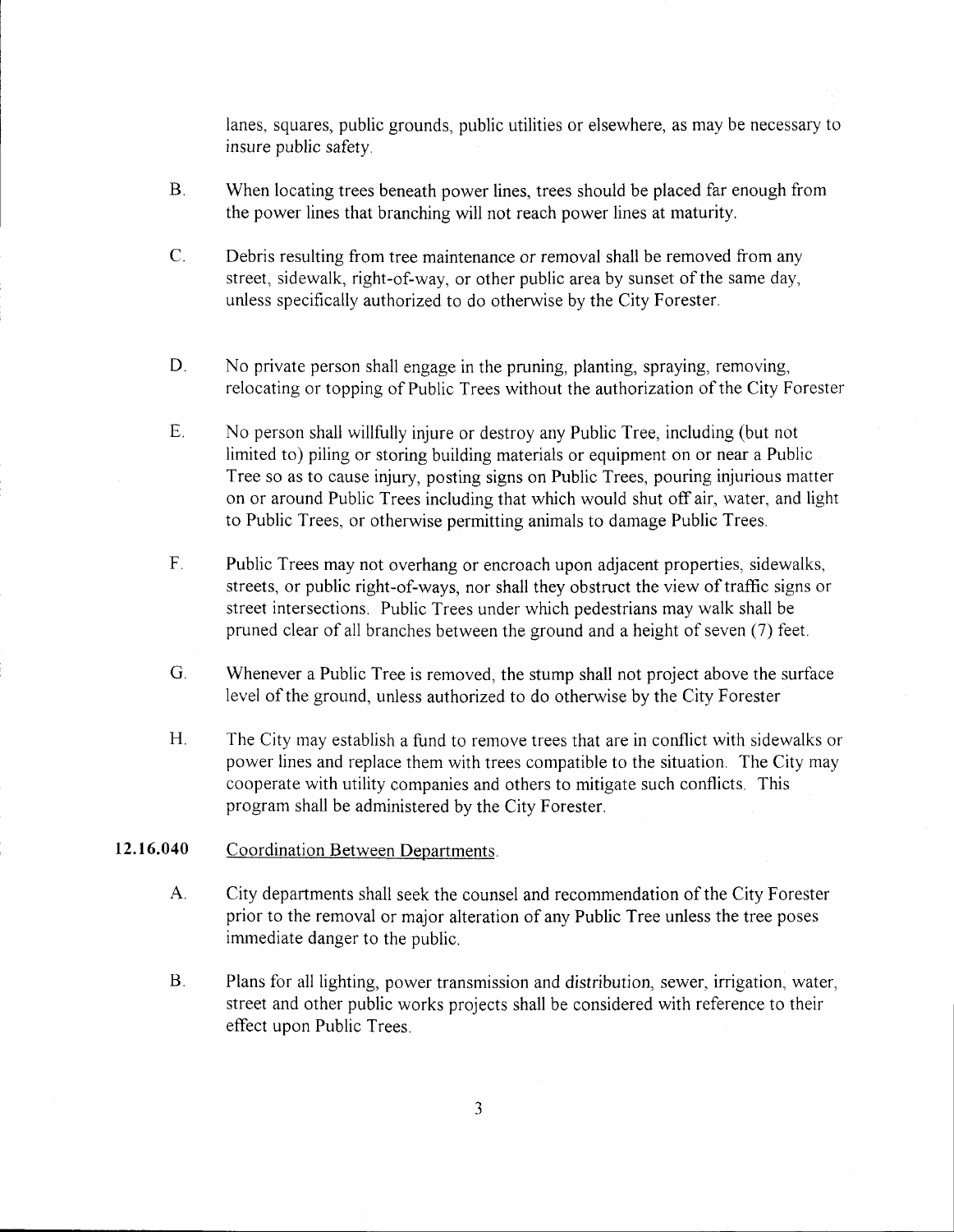lanes, squares, public grounds, public utilities or elsewhere, as may be necessary to insure public safety.

B. When locating trees beneath power lines, trees should be placed far enough from the power lines that branching will not reach power lines at maturity.

C. Debris resulting from tree maintenance or removal shall be removed from any street, sidewalk, right-of-way, or other public area by sunset of the same day, unless specifically authorized to do otherwise by the City Forester.

D. No private person shall engage in the pruning, planting, spraying, removing, relocating or topping of Public Trees without the authorization of the City Forester

E. No person shall willfully injure or destroy any Public Tree, including (but not limited to) piling or storing building materials or equipment on or near a Public Tree so as to cause injury, posting signs on Public Trees, pouring injurious matter on or around Public Trees including that which would shut off air, water, and light to Public Trees, or otherwise permitting animals to damage Public Trees.

F. Public Trees may not overhang or encroach upon adjacent properties, sidewalks, streets, or public right-of-ways, nor shall they obstruct the view of traffic signs or street intersections. Public Trees under which pedestrians may walk shall be pruned clear of all branches between the ground and a height of seven (7) feet.

G. Whenever a Public Tree is removed, the stump shall not project above the surface level of the ground, unless authorized to do otherwise by the City Forester

H. The City may establish a fund to remove trees that are in conflict with sidewalks or power lines and replace them with trees compatible to the situation. The City may cooperate with utility companies and others to mitigate such conflicts. This program shall be administered by the City Forester.

**12.16.040** Coordination Between Departments.

A. City departments shall seek the counsel and recommendation of the City Forester prior to the removal or major alteration of any Public Tree unless the tree poses immediate danger to the public.

B. Plans for all lighting, power transmission and distribution, sewer, irrigation, water, street and other public works projects shall be considered with reference to their effect upon Public Trees.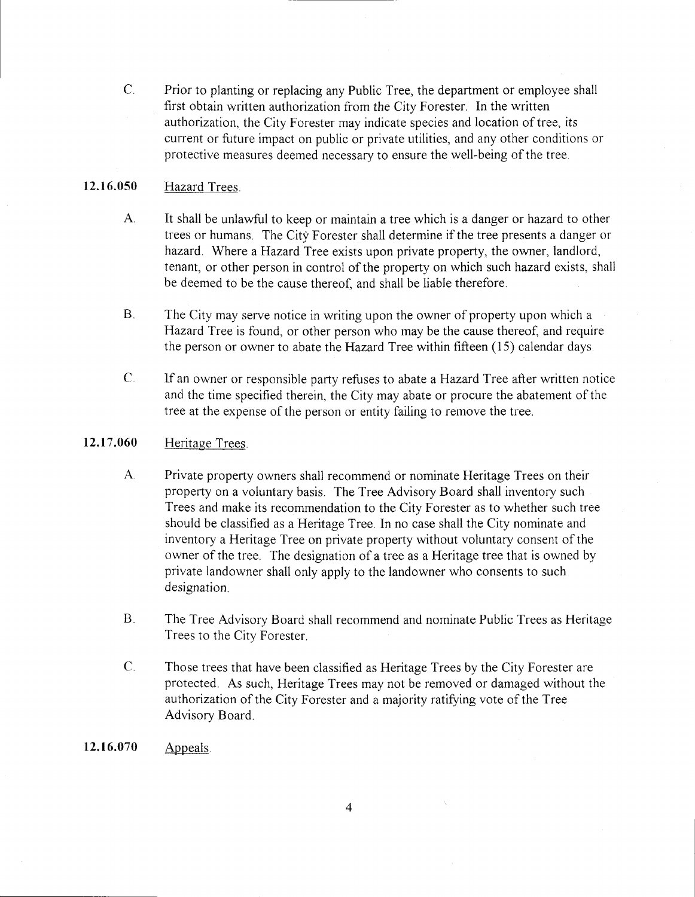C. Prior to planting or replacing any Public Tree, the department or employee shall first obtain written authorization from the City Forester. In the written authorization, the City Forester may indicate species and location of tree, its current or future impact on public or private utilities, and any other conditions or protective measures deemed necessary to ensure the well-being of the tree.

**12.16.050** Hazard Trees.

A. It shall be unlawful to keep or maintain a tree which is a danger or hazard to other trees or humans. The City Forester shall determine if the tree presents a danger or hazard. Where a Hazard Tree exists upon private property, the owner, landlord, tenant, or other person in control of the property on which such hazard exists, shall be deemed to be the cause thereof, and shall be liable therefore.

B. The City may serve notice in writing upon the owner of property upon which a Hazard Tree is found, or other person who may be the cause thereof, and require the person or owner to abate the Hazard Tree within fifteen (15) calendar days.

C. If an owner or responsible party refuses to abate a Hazard Tree after written notice and the time specified therein, the City may abate or procure the abatement of the tree at the expense of the person or entity failing to remove the tree.

**12.17.060** Heritage Trees.

A. Private property owners shall recommend or nominate Heritage Trees on their property on a voluntary basis. The Tree Advisory Board shall inventory such Trees and make its recommendation to the City Forester as to whether such tree should be classified as a Heritage Tree. In no case shall the City nominate and inventory a Heritage Tree on private property without voluntary consent of the owner of the tree. The designation of a tree as a Heritage tree that is owned by private landowner shall only apply to the landowner who consents to such designation.

B. The Tree Advisory Board shall recommend and nominate Public Trees as Heritage Trees to the City Forester.

C. Those trees that have been classified as Heritage Trees by the City Forester are protected. As such, Heritage Trees may not be removed or damaged without the authorization of the City Forester and a majority ratifying vote of the Tree Advisory Board.

**12.16.070** Appeals.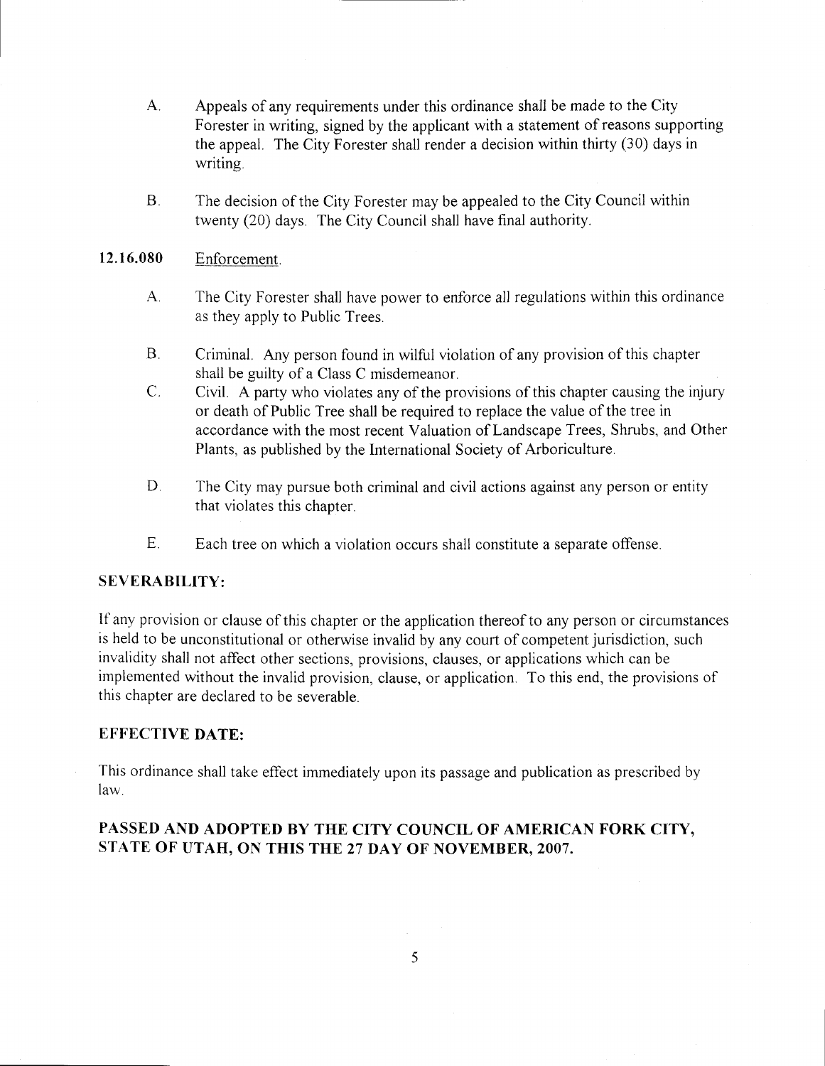A. Appeals of any requirements under this ordinance shall be made to the City Forester in writing, signed by the applicant with a statement of reasons supporting the appeal. The City Forester shall render a decision within thirty (30) days in writing.

B. The decision of the City Forester may be appealed to the City Council within twenty (20) days. The City Council shall have final authority.

**12.16.080** Enforcement.

A. The City Forester shall have power to enforce all regulations within this ordinance as they apply to Public Trees.

B. Criminal. Any person found in wilful violation of any provision of this chapter shall be guilty of a Class C misdemeanor.

C. Civil. A party who violates any of the provisions of this chapter causing the injury or death of Public Tree shall be required to replace the value of the tree in accordance with the most recent Valuation of Landscape Trees, Shrubs, and Other Plants, as published by the International Society of Arboriculture.

D. The City may pursue both criminal and civil actions against any person or entity that violates this chapter.

E. Each tree on which a violation occurs shall constitute a separate offense.

**SEVERABILITY:**

If any provision or clause of this chapter or the application thereof to any person or circumstances is held to be unconstitutional or otherwise invalid by any court of competent jurisdiction, such invalidity shall not affect other sections, provisions, clauses, or applications which can be implemented without the invalid provision, clause, or application. To this end, the provisions of this chapter are declared to be severable.

**EFFECTIVE DATE:**

This ordinance shall take effect immediately upon its passage and publication as prescribed by law.

**PASSED AND ADOPTED BY THE CITY COUNCIL OF AMERICAN FORK CITY, STATE OF UTAH, ON THIS THE 27 DAY OF NOVEMBER, 2007.**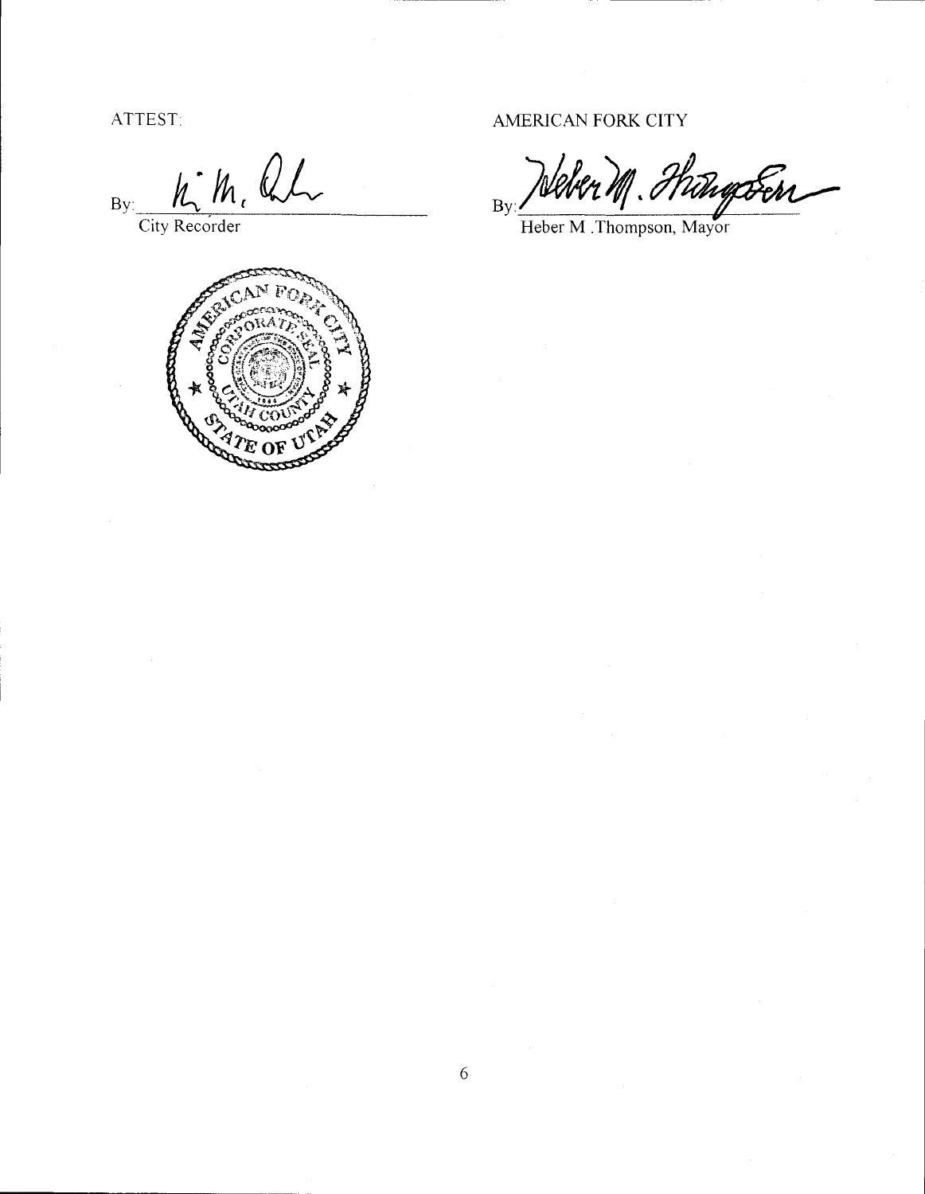ATTEST:

By: ______________________
City Recorder

AMERICAN FORK CITY

By: ______________________
Heber M .Thompson, Mayor